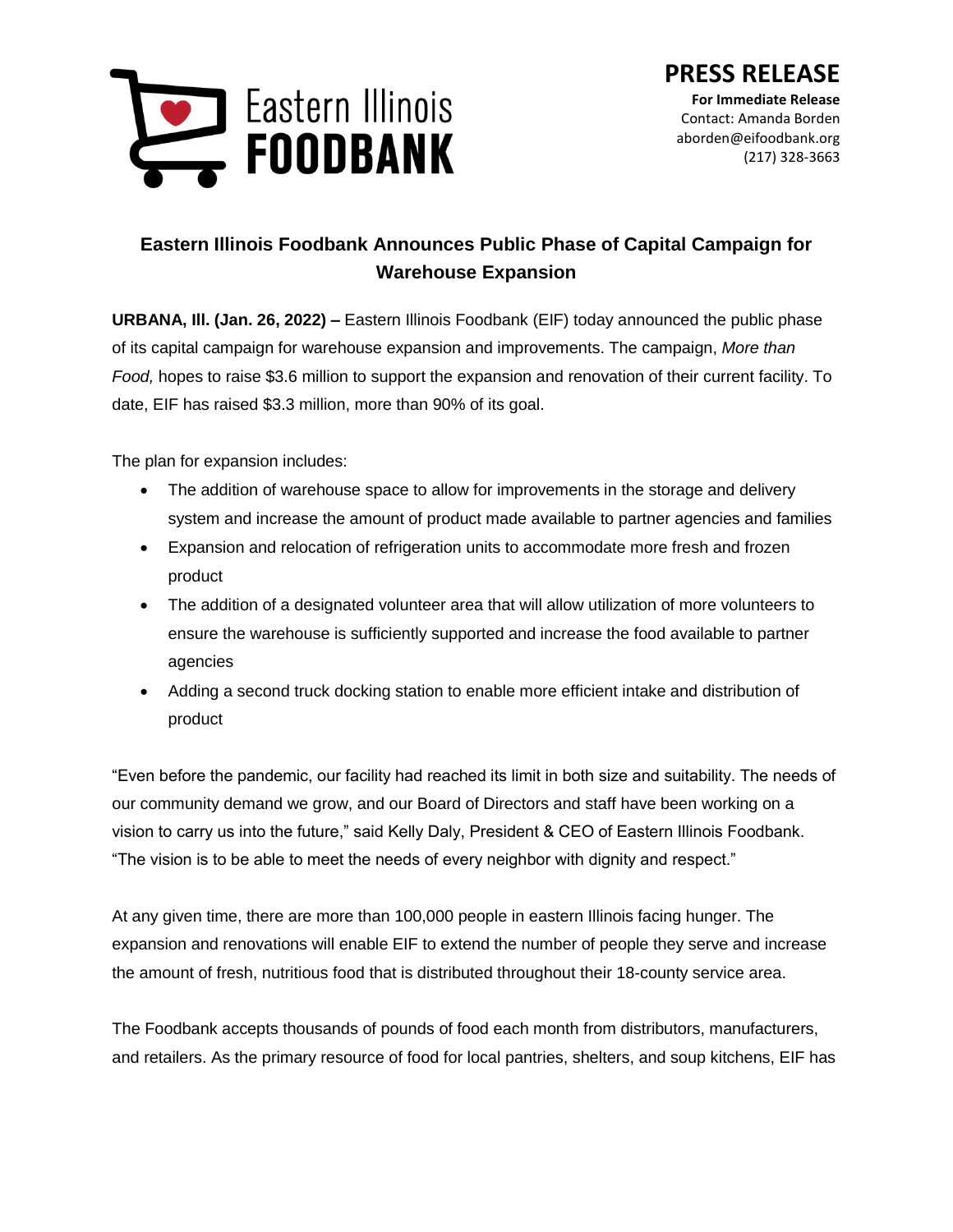Eastern Illinois **FOODBANK**

# PRESS RELEASE

**For Immediate Release**
Contact: Amanda Borden
aborden@eifoodbank.org
(217) 328-3663

## Eastern Illinois Foodbank Announces Public Phase of Capital Campaign for Warehouse Expansion

**URBANA, Ill. (Jan. 26, 2022) –** Eastern Illinois Foodbank (EIF) today announced the public phase of its capital campaign for warehouse expansion and improvements. The campaign, *More than Food,* hopes to raise $3.6 million to support the expansion and renovation of their current facility. To date, EIF has raised $3.3 million, more than 90% of its goal.

The plan for expansion includes:

- The addition of warehouse space to allow for improvements in the storage and delivery system and increase the amount of product made available to partner agencies and families
- Expansion and relocation of refrigeration units to accommodate more fresh and frozen product
- The addition of a designated volunteer area that will allow utilization of more volunteers to ensure the warehouse is sufficiently supported and increase the food available to partner agencies
- Adding a second truck docking station to enable more efficient intake and distribution of product

"Even before the pandemic, our facility had reached its limit in both size and suitability. The needs of our community demand we grow, and our Board of Directors and staff have been working on a vision to carry us into the future," said Kelly Daly, President & CEO of Eastern Illinois Foodbank. "The vision is to be able to meet the needs of every neighbor with dignity and respect."

At any given time, there are more than 100,000 people in eastern Illinois facing hunger. The expansion and renovations will enable EIF to extend the number of people they serve and increase the amount of fresh, nutritious food that is distributed throughout their 18-county service area.

The Foodbank accepts thousands of pounds of food each month from distributors, manufacturers, and retailers. As the primary resource of food for local pantries, shelters, and soup kitchens, EIF has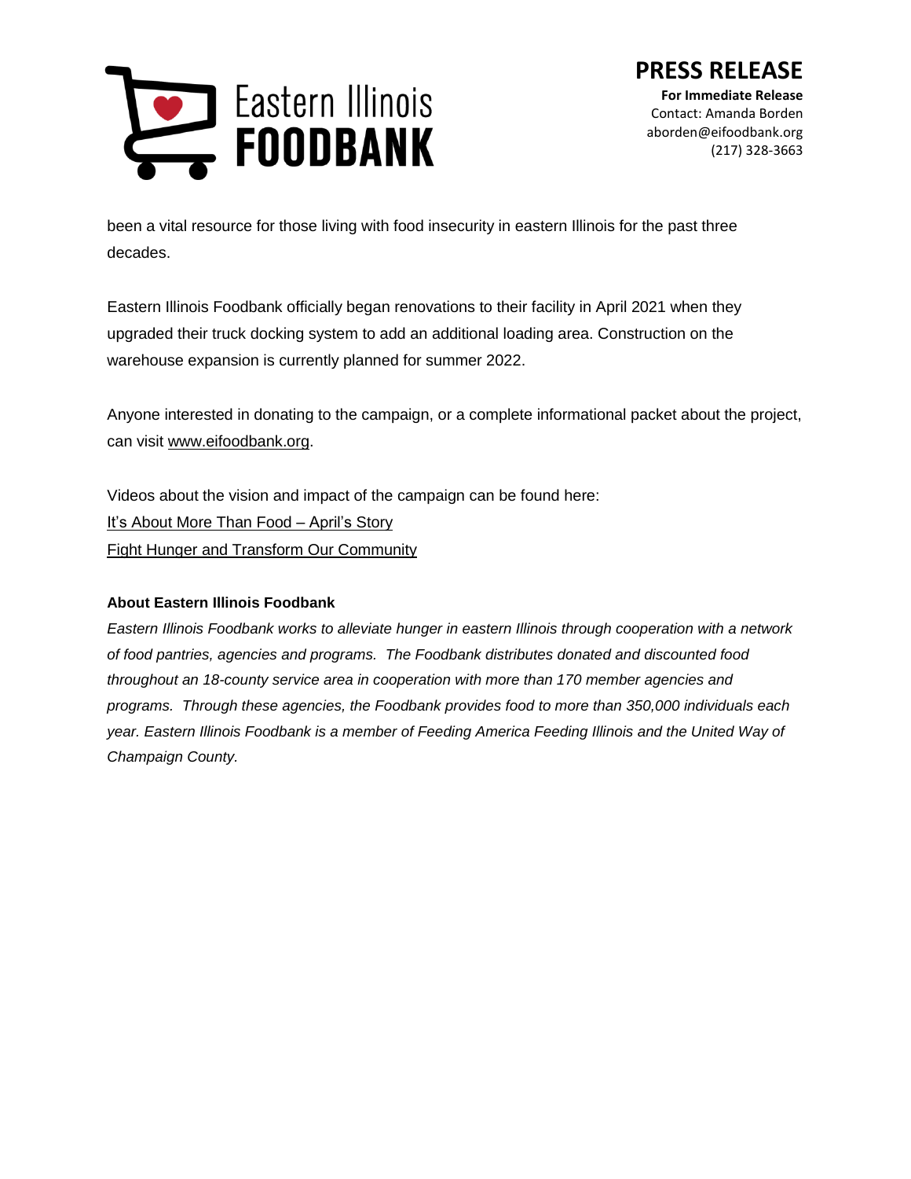# PRESS RELEASE

**For Immediate Release**
Contact: Amanda Borden
aborden@eifoodbank.org
(217) 328-3663

been a vital resource for those living with food insecurity in eastern Illinois for the past three decades.

Eastern Illinois Foodbank officially began renovations to their facility in April 2021 when they upgraded their truck docking system to add an additional loading area. Construction on the warehouse expansion is currently planned for summer 2022.

Anyone interested in donating to the campaign, or a complete informational packet about the project, can visit www.eifoodbank.org.

Videos about the vision and impact of the campaign can be found here:
It's About More Than Food – April's Story
Fight Hunger and Transform Our Community

**About Eastern Illinois Foodbank**

*Eastern Illinois Foodbank works to alleviate hunger in eastern Illinois through cooperation with a network of food pantries, agencies and programs. The Foodbank distributes donated and discounted food throughout an 18-county service area in cooperation with more than 170 member agencies and programs. Through these agencies, the Foodbank provides food to more than 350,000 individuals each year. Eastern Illinois Foodbank is a member of Feeding America Feeding Illinois and the United Way of Champaign County.*